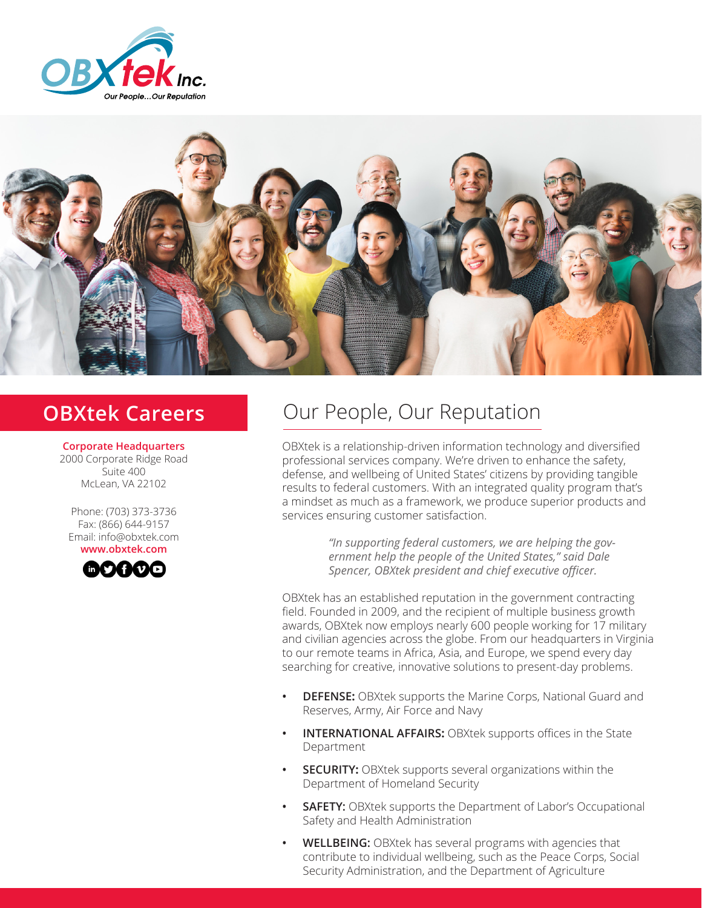OBXtek Inc.

*Our People...Our Reputation*

## OBXtek Careers

**Corporate Headquarters**
2000 Corporate Ridge Road
Suite 400
McLean, VA 22102

Phone: (703) 373-3736
Fax: (866) 644-9157
Email: info@obxtek.com
**www.obxtek.com**

# Our People, Our Reputation

OBXtek is a relationship-driven information technology and diversified professional services company. We're driven to enhance the safety, defense, and wellbeing of United States' citizens by providing tangible results to federal customers. With an integrated quality program that's a mindset as much as a framework, we produce superior products and services ensuring customer satisfaction.

> *"In supporting federal customers, we are helping the government help the people of the United States," said Dale Spencer, OBXtek president and chief executive officer.*

OBXtek has an established reputation in the government contracting field. Founded in 2009, and the recipient of multiple business growth awards, OBXtek now employs nearly 600 people working for 17 military and civilian agencies across the globe. From our headquarters in Virginia to our remote teams in Africa, Asia, and Europe, we spend every day searching for creative, innovative solutions to present-day problems.

- **DEFENSE:** OBXtek supports the Marine Corps, National Guard and Reserves, Army, Air Force and Navy
- **INTERNATIONAL AFFAIRS:** OBXtek supports offices in the State Department
- **SECURITY:** OBXtek supports several organizations within the Department of Homeland Security
- **SAFETY:** OBXtek supports the Department of Labor's Occupational Safety and Health Administration
- **WELLBEING:** OBXtek has several programs with agencies that contribute to individual wellbeing, such as the Peace Corps, Social Security Administration, and the Department of Agriculture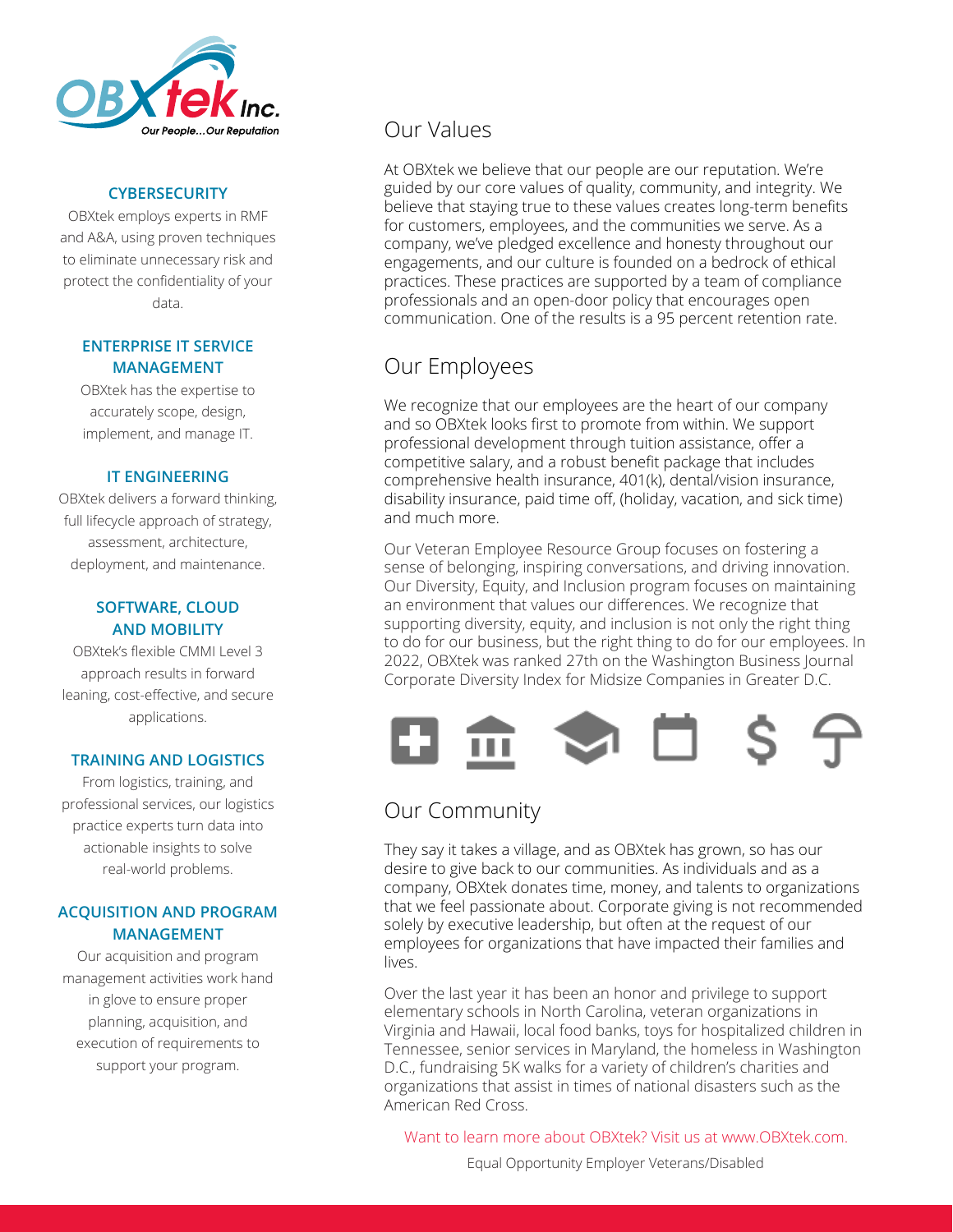OBXtek Inc.

*Our People...Our Reputation*

### CYBERSECURITY

OBXtek employs experts in RMF and A&A, using proven techniques to eliminate unnecessary risk and protect the confidentiality of your data.

### ENTERPRISE IT SERVICE MANAGEMENT

OBXtek has the expertise to accurately scope, design, implement, and manage IT.

### IT ENGINEERING

OBXtek delivers a forward thinking, full lifecycle approach of strategy, assessment, architecture, deployment, and maintenance.

### SOFTWARE, CLOUD AND MOBILITY

OBXtek's flexible CMMI Level 3 approach results in forward leaning, cost-effective, and secure applications.

### TRAINING AND LOGISTICS

From logistics, training, and professional services, our logistics practice experts turn data into actionable insights to solve real-world problems.

### ACQUISITION AND PROGRAM MANAGEMENT

Our acquisition and program management activities work hand in glove to ensure proper planning, acquisition, and execution of requirements to support your program.

## Our Values

At OBXtek we believe that our people are our reputation. We're guided by our core values of quality, community, and integrity. We believe that staying true to these values creates long-term benefits for customers, employees, and the communities we serve. As a company, we've pledged excellence and honesty throughout our engagements, and our culture is founded on a bedrock of ethical practices. These practices are supported by a team of compliance professionals and an open-door policy that encourages open communication. One of the results is a 95 percent retention rate.

## Our Employees

We recognize that our employees are the heart of our company and so OBXtek looks first to promote from within. We support professional development through tuition assistance, offer a competitive salary, and a robust benefit package that includes comprehensive health insurance, 401(k), dental/vision insurance, disability insurance, paid time off, (holiday, vacation, and sick time) and much more.

Our Veteran Employee Resource Group focuses on fostering a sense of belonging, inspiring conversations, and driving innovation. Our Diversity, Equity, and Inclusion program focuses on maintaining an environment that values our differences. We recognize that supporting diversity, equity, and inclusion is not only the right thing to do for our business, but the right thing to do for our employees. In 2022, OBXtek was ranked 27th on the Washington Business Journal Corporate Diversity Index for Midsize Companies in Greater D.C.

## Our Community

They say it takes a village, and as OBXtek has grown, so has our desire to give back to our communities. As individuals and as a company, OBXtek donates time, money, and talents to organizations that we feel passionate about. Corporate giving is not recommended solely by executive leadership, but often at the request of our employees for organizations that have impacted their families and lives.

Over the last year it has been an honor and privilege to support elementary schools in North Carolina, veteran organizations in Virginia and Hawaii, local food banks, toys for hospitalized children in Tennessee, senior services in Maryland, the homeless in Washington D.C., fundraising 5K walks for a variety of children's charities and organizations that assist in times of national disasters such as the American Red Cross.

Want to learn more about OBXtek? Visit us at www.OBXtek.com.

Equal Opportunity Employer Veterans/Disabled